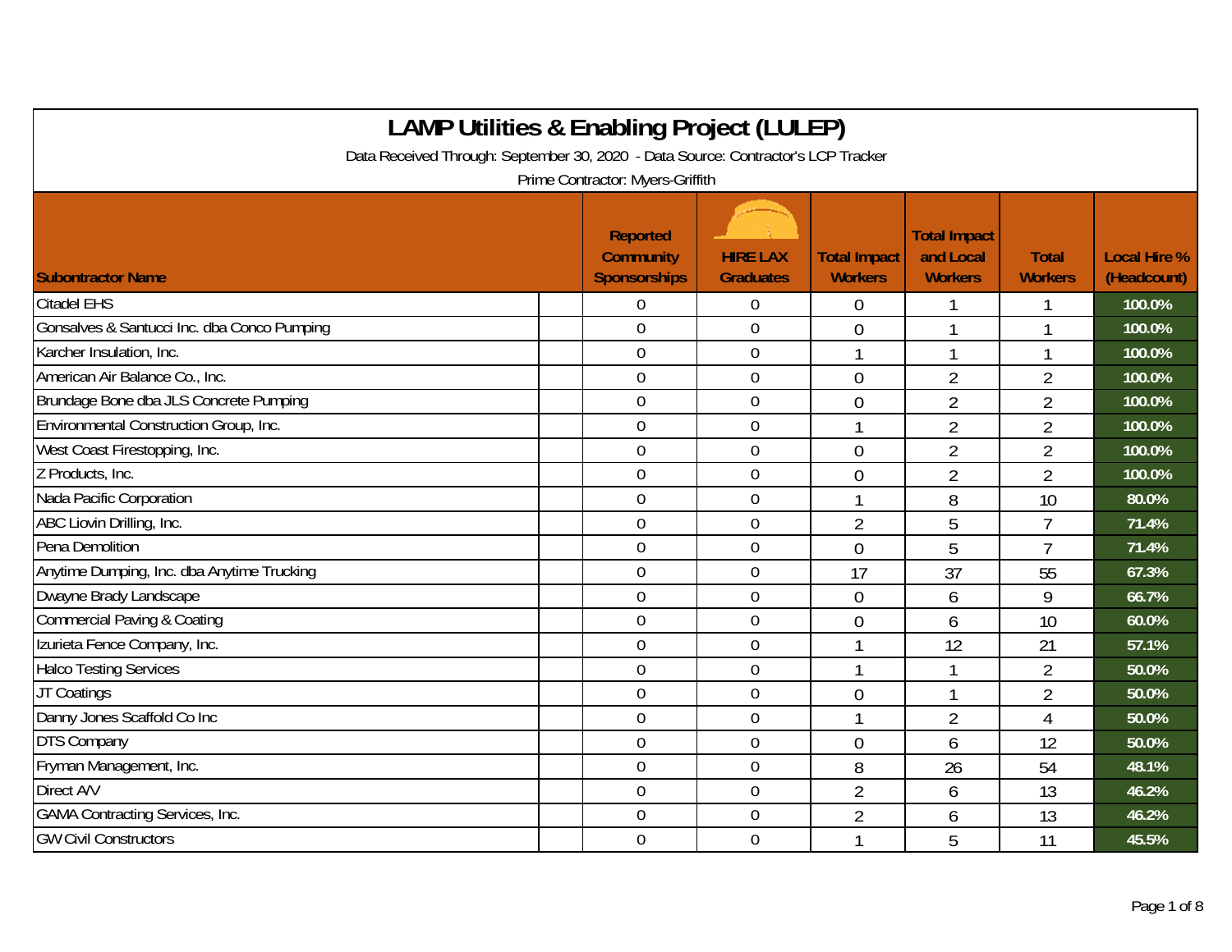# LAMP Utilities & Enabling Project (LULEP)

Data Received Through: September 30, 2020 - Data Source: Contractor's LCP Tracker

Prime Contractor: Myers-Griffith

| Subontractor Name | Reported Community Sponsorships | HIRE LAX Graduates | Total Impact Workers | Total Impact and Local Workers | Total Workers | Local Hire % (Headcount) |
|---|---|---|---|---|---|---|
| Citadel EHS | 0 | 0 | 0 | 1 | 1 | 100.0% |
| Gonsalves & Santucci Inc. dba Conco Pumping | 0 | 0 | 0 | 1 | 1 | 100.0% |
| Karcher Insulation, Inc. | 0 | 0 | 1 | 1 | 1 | 100.0% |
| American Air Balance Co., Inc. | 0 | 0 | 0 | 2 | 2 | 100.0% |
| Brundage Bone dba JLS Concrete Pumping | 0 | 0 | 0 | 2 | 2 | 100.0% |
| Environmental Construction Group, Inc. | 0 | 0 | 1 | 2 | 2 | 100.0% |
| West Coast Firestopping, Inc. | 0 | 0 | 0 | 2 | 2 | 100.0% |
| Z Products, Inc. | 0 | 0 | 0 | 2 | 2 | 100.0% |
| Nada Pacific Corporation | 0 | 0 | 1 | 8 | 10 | 80.0% |
| ABC Liovin Drilling, Inc. | 0 | 0 | 2 | 5 | 7 | 71.4% |
| Pena Demolition | 0 | 0 | 0 | 5 | 7 | 71.4% |
| Anytime Dumping, Inc. dba Anytime Trucking | 0 | 0 | 17 | 37 | 55 | 67.3% |
| Dwayne Brady Landscape | 0 | 0 | 0 | 6 | 9 | 66.7% |
| Commercial Paving & Coating | 0 | 0 | 0 | 6 | 10 | 60.0% |
| Izurieta Fence Company, Inc. | 0 | 0 | 1 | 12 | 21 | 57.1% |
| Halco Testing Services | 0 | 0 | 1 | 1 | 2 | 50.0% |
| JT Coatings | 0 | 0 | 0 | 1 | 2 | 50.0% |
| Danny Jones Scaffold Co Inc | 0 | 0 | 1 | 2 | 4 | 50.0% |
| DTS Company | 0 | 0 | 0 | 6 | 12 | 50.0% |
| Fryman Management, Inc. | 0 | 0 | 8 | 26 | 54 | 48.1% |
| Direct A/V | 0 | 0 | 2 | 6 | 13 | 46.2% |
| GAMA Contracting Services, Inc. | 0 | 0 | 2 | 6 | 13 | 46.2% |
| GW Civil Constructors | 0 | 0 | 1 | 5 | 11 | 45.5% |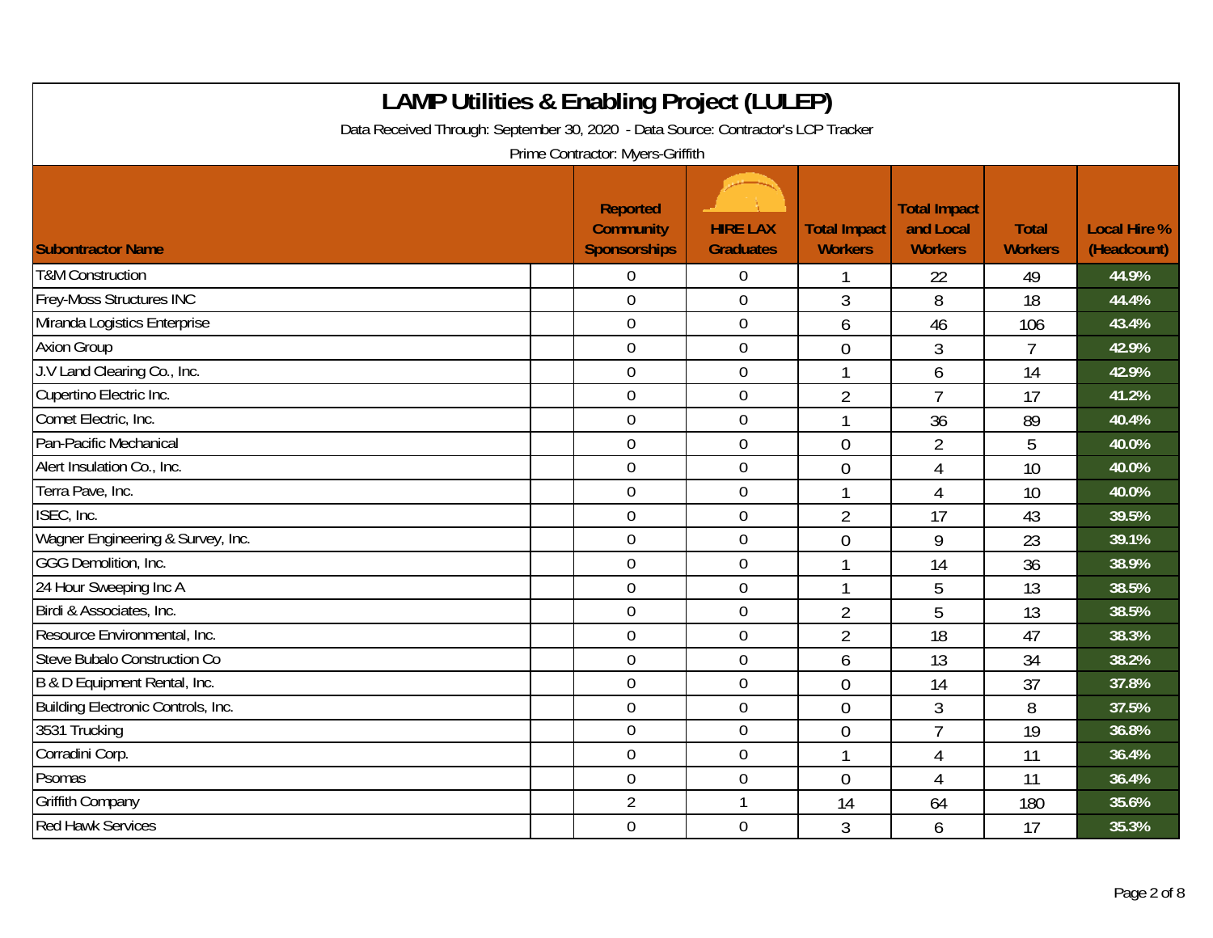# LAMP Utilities & Enabling Project (LULEP)

Data Received Through: September 30, 2020 - Data Source: Contractor's LCP Tracker

Prime Contractor: Myers-Griffith

| Subontractor Name | Reported Community Sponsorships | HIRE LAX Graduates | Total Impact Workers | Total Impact and Local Workers | Total Workers | Local Hire % (Headcount) |
|---|---|---|---|---|---|---|
| T&M Construction | 0 | 0 | 1 | 22 | 49 | 44.9% |
| Frey-Moss Structures INC | 0 | 0 | 3 | 8 | 18 | 44.4% |
| Miranda Logistics Enterprise | 0 | 0 | 6 | 46 | 106 | 43.4% |
| Axion Group | 0 | 0 | 0 | 3 | 7 | 42.9% |
| J.V Land Clearing Co., Inc. | 0 | 0 | 1 | 6 | 14 | 42.9% |
| Cupertino Electric Inc. | 0 | 0 | 2 | 7 | 17 | 41.2% |
| Comet Electric, Inc. | 0 | 0 | 1 | 36 | 89 | 40.4% |
| Pan-Pacific Mechanical | 0 | 0 | 0 | 2 | 5 | 40.0% |
| Alert Insulation Co., Inc. | 0 | 0 | 0 | 4 | 10 | 40.0% |
| Terra Pave, Inc. | 0 | 0 | 1 | 4 | 10 | 40.0% |
| ISEC, Inc. | 0 | 0 | 2 | 17 | 43 | 39.5% |
| Wagner Engineering & Survey, Inc. | 0 | 0 | 0 | 9 | 23 | 39.1% |
| GGG Demolition, Inc. | 0 | 0 | 1 | 14 | 36 | 38.9% |
| 24 Hour Sweeping Inc A | 0 | 0 | 1 | 5 | 13 | 38.5% |
| Birdi & Associates, Inc. | 0 | 0 | 2 | 5 | 13 | 38.5% |
| Resource Environmental, Inc. | 0 | 0 | 2 | 18 | 47 | 38.3% |
| Steve Bubalo Construction Co | 0 | 0 | 6 | 13 | 34 | 38.2% |
| B & D Equipment Rental, Inc. | 0 | 0 | 0 | 14 | 37 | 37.8% |
| Building Electronic Controls, Inc. | 0 | 0 | 0 | 3 | 8 | 37.5% |
| 3531 Trucking | 0 | 0 | 0 | 7 | 19 | 36.8% |
| Corradini Corp. | 0 | 0 | 1 | 4 | 11 | 36.4% |
| Psomas | 0 | 0 | 0 | 4 | 11 | 36.4% |
| Griffith Company | 2 | 1 | 14 | 64 | 180 | 35.6% |
| Red Hawk Services | 0 | 0 | 3 | 6 | 17 | 35.3% |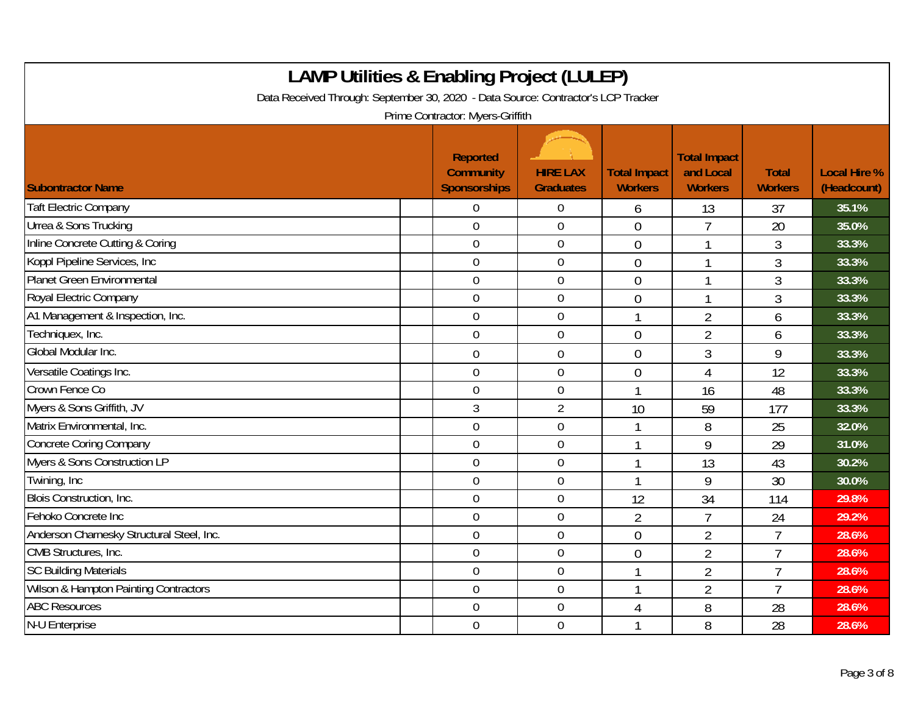# LAMP Utilities & Enabling Project (LULEP)

Data Received Through: September 30, 2020 - Data Source: Contractor's LCP Tracker

Prime Contractor: Myers-Griffith

| Subontractor Name | Reported Community Sponsorships | HIRE LAX Graduates | Total Impact Workers | Total Impact and Local Workers | Total Workers | Local Hire % (Headcount) |
|---|---|---|---|---|---|---|
| Taft Electric Company | 0 | 0 | 6 | 13 | 37 | 35.1% |
| Urrea & Sons Trucking | 0 | 0 | 0 | 7 | 20 | 35.0% |
| Inline Concrete Cutting & Coring | 0 | 0 | 0 | 1 | 3 | 33.3% |
| Koppl Pipeline Services, Inc | 0 | 0 | 0 | 1 | 3 | 33.3% |
| Planet Green Environmental | 0 | 0 | 0 | 1 | 3 | 33.3% |
| Royal Electric Company | 0 | 0 | 0 | 1 | 3 | 33.3% |
| A1 Management & Inspection, Inc. | 0 | 0 | 1 | 2 | 6 | 33.3% |
| Techniquex, Inc. | 0 | 0 | 0 | 2 | 6 | 33.3% |
| Global Modular Inc. | 0 | 0 | 0 | 3 | 9 | 33.3% |
| Versatile Coatings Inc. | 0 | 0 | 0 | 4 | 12 | 33.3% |
| Crown Fence Co | 0 | 0 | 1 | 16 | 48 | 33.3% |
| Myers & Sons Griffith, JV | 3 | 2 | 10 | 59 | 177 | 33.3% |
| Matrix Environmental, Inc. | 0 | 0 | 1 | 8 | 25 | 32.0% |
| Concrete Coring Company | 0 | 0 | 1 | 9 | 29 | 31.0% |
| Myers & Sons Construction LP | 0 | 0 | 1 | 13 | 43 | 30.2% |
| Twining, Inc | 0 | 0 | 1 | 9 | 30 | 30.0% |
| Blois Construction, Inc. | 0 | 0 | 12 | 34 | 114 | 29.8% |
| Fehoko Concrete Inc | 0 | 0 | 2 | 7 | 24 | 29.2% |
| Anderson Charnesky Structural Steel, Inc. | 0 | 0 | 0 | 2 | 7 | 28.6% |
| CMB Structures, Inc. | 0 | 0 | 0 | 2 | 7 | 28.6% |
| SC Building Materials | 0 | 0 | 1 | 2 | 7 | 28.6% |
| Wilson & Hampton Painting Contractors | 0 | 0 | 1 | 2 | 7 | 28.6% |
| ABC Resources | 0 | 0 | 4 | 8 | 28 | 28.6% |
| N-U Enterprise | 0 | 0 | 1 | 8 | 28 | 28.6% |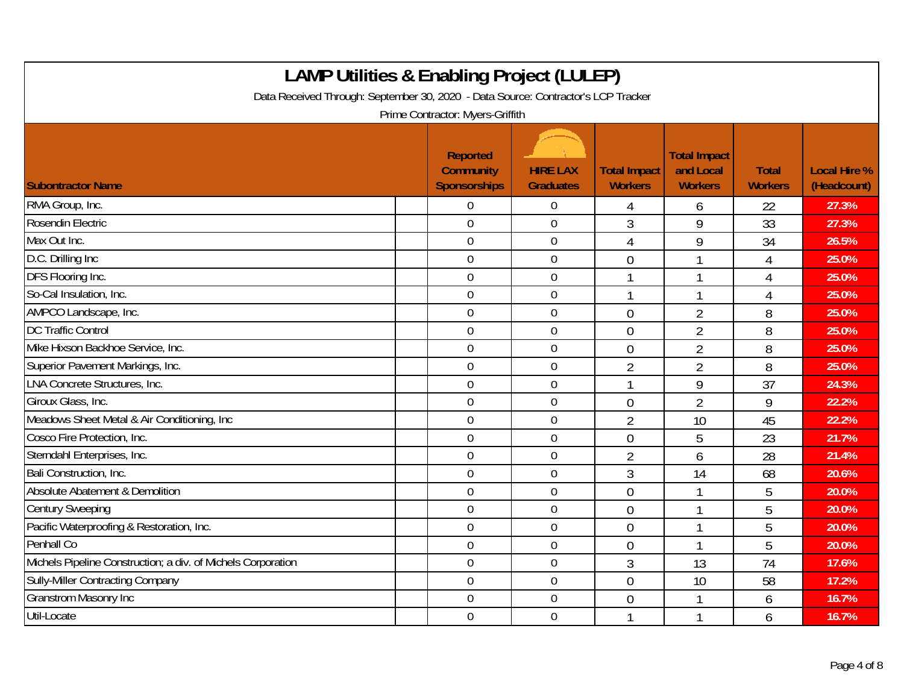# LAMP Utilities & Enabling Project (LULEP)

Data Received Through: September 30, 2020 - Data Source: Contractor's LCP Tracker

Prime Contractor: Myers-Griffith

| Subontractor Name | Reported Community Sponsorships | HIRE LAX Graduates | Total Impact Workers | Total Impact and Local Workers | Total Workers | Local Hire % (Headcount) |
|---|---|---|---|---|---|---|
| RMA Group, Inc. | 0 | 0 | 4 | 6 | 22 | 27.3% |
| Rosendin Electric | 0 | 0 | 3 | 9 | 33 | 27.3% |
| Max Out Inc. | 0 | 0 | 4 | 9 | 34 | 26.5% |
| D.C. Drilling Inc | 0 | 0 | 0 | 1 | 4 | 25.0% |
| DFS Flooring Inc. | 0 | 0 | 1 | 1 | 4 | 25.0% |
| So-Cal Insulation, Inc. | 0 | 0 | 1 | 1 | 4 | 25.0% |
| AMPCO Landscape, Inc. | 0 | 0 | 0 | 2 | 8 | 25.0% |
| DC Traffic Control | 0 | 0 | 0 | 2 | 8 | 25.0% |
| Mike Hixson Backhoe Service, Inc. | 0 | 0 | 0 | 2 | 8 | 25.0% |
| Superior Pavement Markings, Inc. | 0 | 0 | 2 | 2 | 8 | 25.0% |
| LNA Concrete Structures, Inc. | 0 | 0 | 1 | 9 | 37 | 24.3% |
| Giroux Glass, Inc. | 0 | 0 | 0 | 2 | 9 | 22.2% |
| Meadows Sheet Metal & Air Conditioning, Inc | 0 | 0 | 2 | 10 | 45 | 22.2% |
| Cosco Fire Protection, Inc. | 0 | 0 | 0 | 5 | 23 | 21.7% |
| Sterndahl Enterprises, Inc. | 0 | 0 | 2 | 6 | 28 | 21.4% |
| Bali Construction, Inc. | 0 | 0 | 3 | 14 | 68 | 20.6% |
| Absolute Abatement & Demolition | 0 | 0 | 0 | 1 | 5 | 20.0% |
| Century Sweeping | 0 | 0 | 0 | 1 | 5 | 20.0% |
| Pacific Waterproofing & Restoration, Inc. | 0 | 0 | 0 | 1 | 5 | 20.0% |
| Penhall Co | 0 | 0 | 0 | 1 | 5 | 20.0% |
| Michels Pipeline Construction; a div. of Michels Corporation | 0 | 0 | 3 | 13 | 74 | 17.6% |
| Sully-Miller Contracting Company | 0 | 0 | 0 | 10 | 58 | 17.2% |
| Granstrom Masonry Inc | 0 | 0 | 0 | 1 | 6 | 16.7% |
| Util-Locate | 0 | 0 | 1 | 1 | 6 | 16.7% |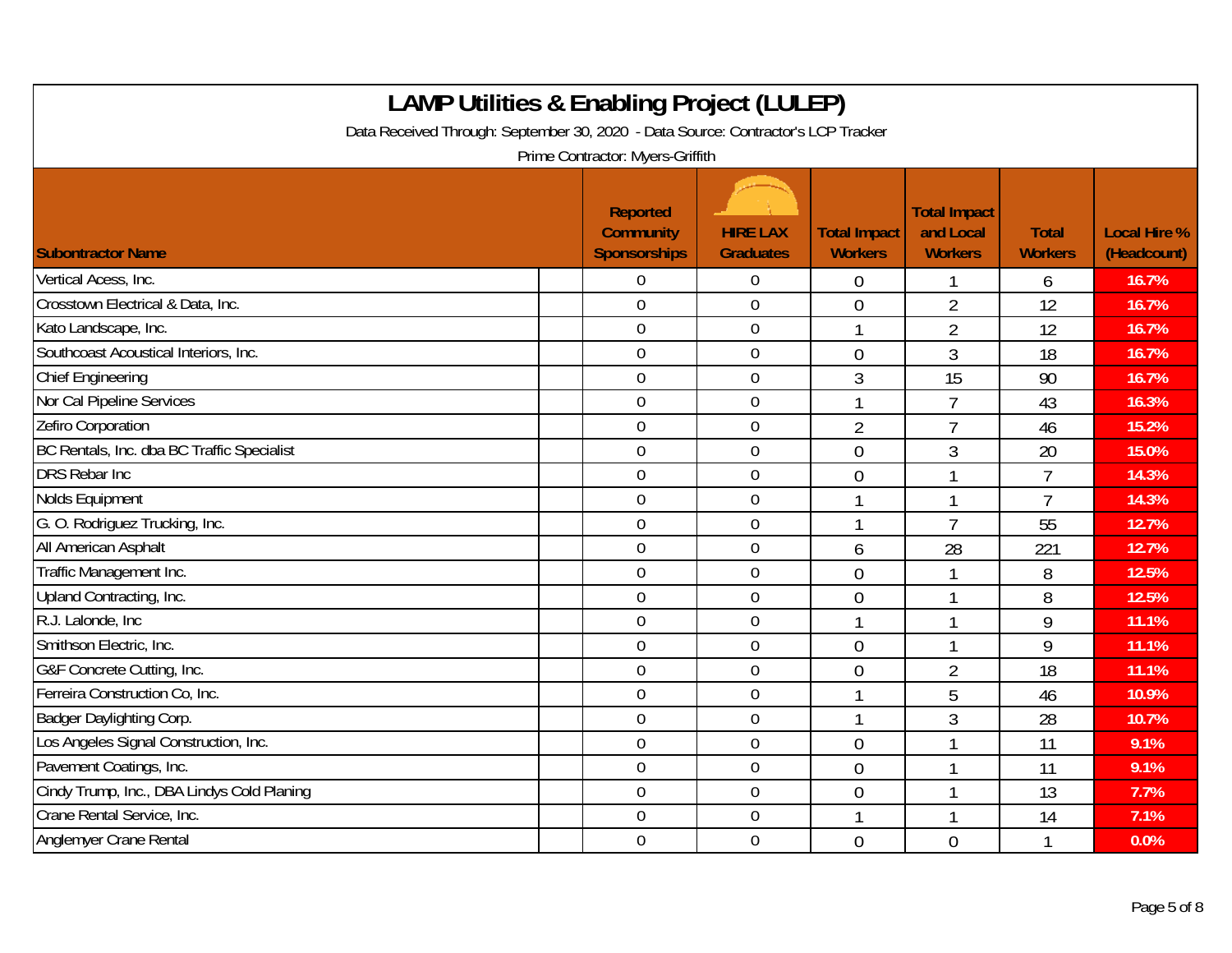# LAMP Utilities & Enabling Project (LULEP)

Data Received Through: September 30, 2020 - Data Source: Contractor's LCP Tracker

Prime Contractor: Myers-Griffith

| Subontractor Name | Reported Community Sponsorships | HIRE LAX Graduates | Total Impact Workers | Total Impact and Local Workers | Total Workers | Local Hire % (Headcount) |
|---|---|---|---|---|---|---|
| Vertical Acess, Inc. | 0 | 0 | 0 | 1 | 6 | 16.7% |
| Crosstown Electrical & Data, Inc. | 0 | 0 | 0 | 2 | 12 | 16.7% |
| Kato Landscape, Inc. | 0 | 0 | 1 | 2 | 12 | 16.7% |
| Southcoast Acoustical Interiors, Inc. | 0 | 0 | 0 | 3 | 18 | 16.7% |
| Chief Engineering | 0 | 0 | 3 | 15 | 90 | 16.7% |
| Nor Cal Pipeline Services | 0 | 0 | 1 | 7 | 43 | 16.3% |
| Zefiro Corporation | 0 | 0 | 2 | 7 | 46 | 15.2% |
| BC Rentals, Inc. dba BC Traffic Specialist | 0 | 0 | 0 | 3 | 20 | 15.0% |
| DRS Rebar Inc | 0 | 0 | 0 | 1 | 7 | 14.3% |
| Nolds Equipment | 0 | 0 | 1 | 1 | 7 | 14.3% |
| G. O. Rodriguez Trucking, Inc. | 0 | 0 | 1 | 7 | 55 | 12.7% |
| All American Asphalt | 0 | 0 | 6 | 28 | 221 | 12.7% |
| Traffic Management Inc. | 0 | 0 | 0 | 1 | 8 | 12.5% |
| Upland Contracting, Inc. | 0 | 0 | 0 | 1 | 8 | 12.5% |
| R.J. Lalonde, Inc | 0 | 0 | 1 | 1 | 9 | 11.1% |
| Smithson Electric, Inc. | 0 | 0 | 0 | 1 | 9 | 11.1% |
| G&F Concrete Cutting, Inc. | 0 | 0 | 0 | 2 | 18 | 11.1% |
| Ferreira Construction Co, Inc. | 0 | 0 | 1 | 5 | 46 | 10.9% |
| Badger Daylighting Corp. | 0 | 0 | 1 | 3 | 28 | 10.7% |
| Los Angeles Signal Construction, Inc. | 0 | 0 | 0 | 1 | 11 | 9.1% |
| Pavement Coatings, Inc. | 0 | 0 | 0 | 1 | 11 | 9.1% |
| Cindy Trump, Inc., DBA Lindys Cold Planing | 0 | 0 | 0 | 1 | 13 | 7.7% |
| Crane Rental Service, Inc. | 0 | 0 | 1 | 1 | 14 | 7.1% |
| Anglemyer Crane Rental | 0 | 0 | 0 | 0 | 1 | 0.0% |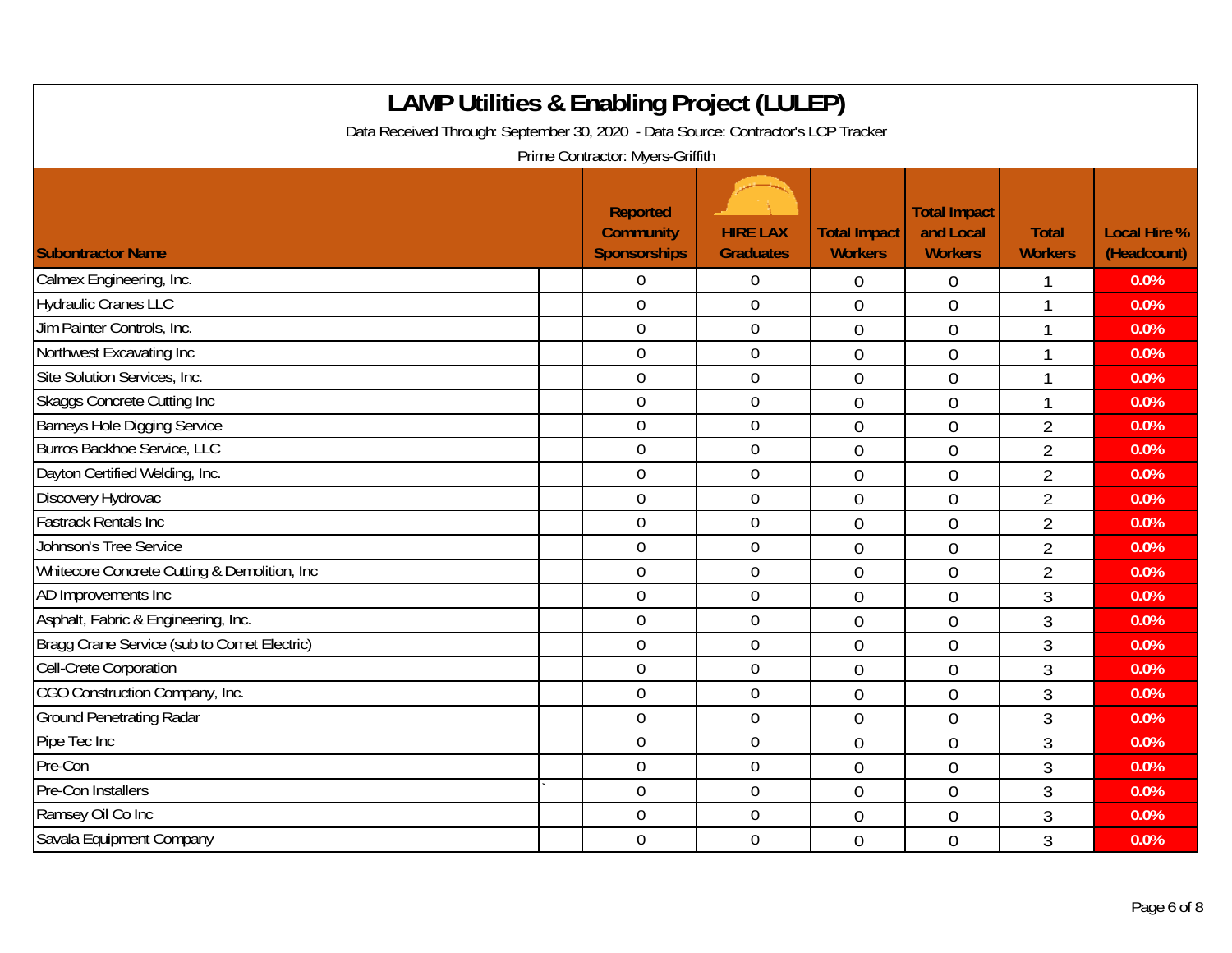# LAMP Utilities & Enabling Project (LULEP)

Data Received Through: September 30, 2020 - Data Source: Contractor's LCP Tracker

Prime Contractor: Myers-Griffith

| Subontractor Name | Reported Community Sponsorships | HIRE LAX Graduates | Total Impact Workers | Total Impact and Local Workers | Total Workers | Local Hire % (Headcount) |
|---|---|---|---|---|---|---|
| Calmex Engineering, Inc. | 0 | 0 | 0 | 0 | 1 | 0.0% |
| Hydraulic Cranes LLC | 0 | 0 | 0 | 0 | 1 | 0.0% |
| Jim Painter Controls, Inc. | 0 | 0 | 0 | 0 | 1 | 0.0% |
| Northwest Excavating Inc | 0 | 0 | 0 | 0 | 1 | 0.0% |
| Site Solution Services, Inc. | 0 | 0 | 0 | 0 | 1 | 0.0% |
| Skaggs Concrete Cutting Inc | 0 | 0 | 0 | 0 | 1 | 0.0% |
| Barneys Hole Digging Service | 0 | 0 | 0 | 0 | 2 | 0.0% |
| Burros Backhoe Service, LLC | 0 | 0 | 0 | 0 | 2 | 0.0% |
| Dayton Certified Welding, Inc. | 0 | 0 | 0 | 0 | 2 | 0.0% |
| Discovery Hydrovac | 0 | 0 | 0 | 0 | 2 | 0.0% |
| Fastrack Rentals Inc | 0 | 0 | 0 | 0 | 2 | 0.0% |
| Johnson's Tree Service | 0 | 0 | 0 | 0 | 2 | 0.0% |
| Whitecore Concrete Cutting & Demolition, Inc | 0 | 0 | 0 | 0 | 2 | 0.0% |
| AD Improvements Inc | 0 | 0 | 0 | 0 | 3 | 0.0% |
| Asphalt, Fabric & Engineering, Inc. | 0 | 0 | 0 | 0 | 3 | 0.0% |
| Bragg Crane Service (sub to Comet Electric) | 0 | 0 | 0 | 0 | 3 | 0.0% |
| Cell-Crete Corporation | 0 | 0 | 0 | 0 | 3 | 0.0% |
| CGO Construction Company, Inc. | 0 | 0 | 0 | 0 | 3 | 0.0% |
| Ground Penetrating Radar | 0 | 0 | 0 | 0 | 3 | 0.0% |
| Pipe Tec Inc | 0 | 0 | 0 | 0 | 3 | 0.0% |
| Pre-Con | 0 | 0 | 0 | 0 | 3 | 0.0% |
| Pre-Con Installers | 0 | 0 | 0 | 0 | 3 | 0.0% |
| Ramsey Oil Co Inc | 0 | 0 | 0 | 0 | 3 | 0.0% |
| Savala Equipment Company | 0 | 0 | 0 | 0 | 3 | 0.0% |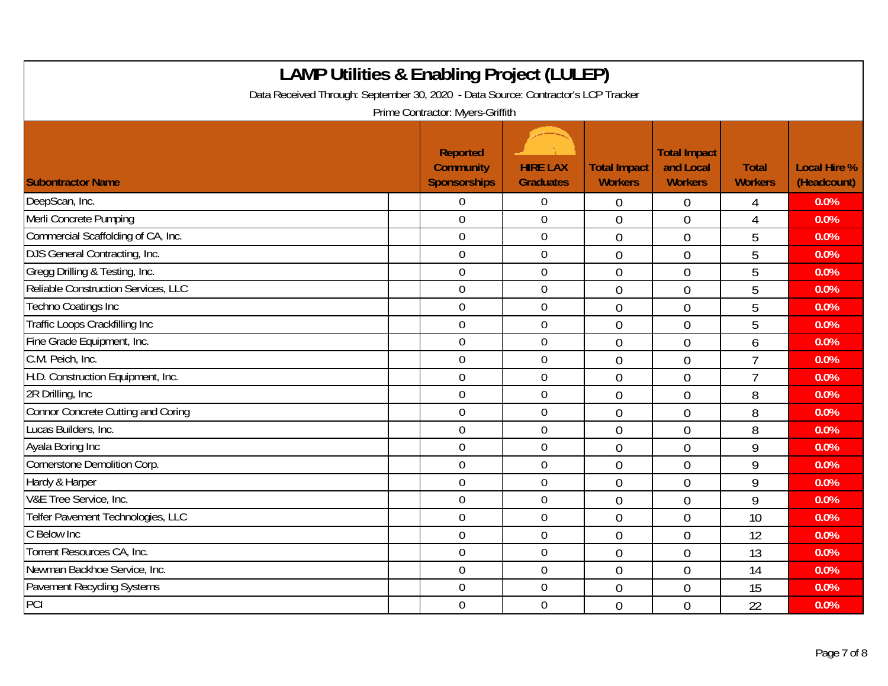# LAMP Utilities & Enabling Project (LULEP)

Data Received Through: September 30, 2020 - Data Source: Contractor's LCP Tracker

Prime Contractor: Myers-Griffith

| Subontractor Name | Reported Community Sponsorships | HIRE LAX Graduates | Total Impact Workers | Total Impact and Local Workers | Total Workers | Local Hire % (Headcount) |
|---|---|---|---|---|---|---|
| DeepScan, Inc. | 0 | 0 | 0 | 0 | 4 | 0.0% |
| Merli Concrete Pumping | 0 | 0 | 0 | 0 | 4 | 0.0% |
| Commercial Scaffolding of CA, Inc. | 0 | 0 | 0 | 0 | 5 | 0.0% |
| DJS General Contracting, Inc. | 0 | 0 | 0 | 0 | 5 | 0.0% |
| Gregg Drilling & Testing, Inc. | 0 | 0 | 0 | 0 | 5 | 0.0% |
| Reliable Construction Services, LLC | 0 | 0 | 0 | 0 | 5 | 0.0% |
| Techno Coatings Inc | 0 | 0 | 0 | 0 | 5 | 0.0% |
| Traffic Loops Crackfilling Inc | 0 | 0 | 0 | 0 | 5 | 0.0% |
| Fine Grade Equipment, Inc. | 0 | 0 | 0 | 0 | 6 | 0.0% |
| C.M. Peich, Inc. | 0 | 0 | 0 | 0 | 7 | 0.0% |
| H.D. Construction Equipment, Inc. | 0 | 0 | 0 | 0 | 7 | 0.0% |
| 2R Drilling, Inc | 0 | 0 | 0 | 0 | 8 | 0.0% |
| Connor Concrete Cutting and Coring | 0 | 0 | 0 | 0 | 8 | 0.0% |
| Lucas Builders, Inc. | 0 | 0 | 0 | 0 | 8 | 0.0% |
| Ayala Boring Inc | 0 | 0 | 0 | 0 | 9 | 0.0% |
| Cornerstone Demolition Corp. | 0 | 0 | 0 | 0 | 9 | 0.0% |
| Hardy & Harper | 0 | 0 | 0 | 0 | 9 | 0.0% |
| V&E Tree Service, Inc. | 0 | 0 | 0 | 0 | 9 | 0.0% |
| Telfer Pavement Technologies, LLC | 0 | 0 | 0 | 0 | 10 | 0.0% |
| C Below Inc | 0 | 0 | 0 | 0 | 12 | 0.0% |
| Torrent Resources CA, Inc. | 0 | 0 | 0 | 0 | 13 | 0.0% |
| Newman Backhoe Service, Inc. | 0 | 0 | 0 | 0 | 14 | 0.0% |
| Pavement Recycling Systems | 0 | 0 | 0 | 0 | 15 | 0.0% |
| PCI | 0 | 0 | 0 | 0 | 22 | 0.0% |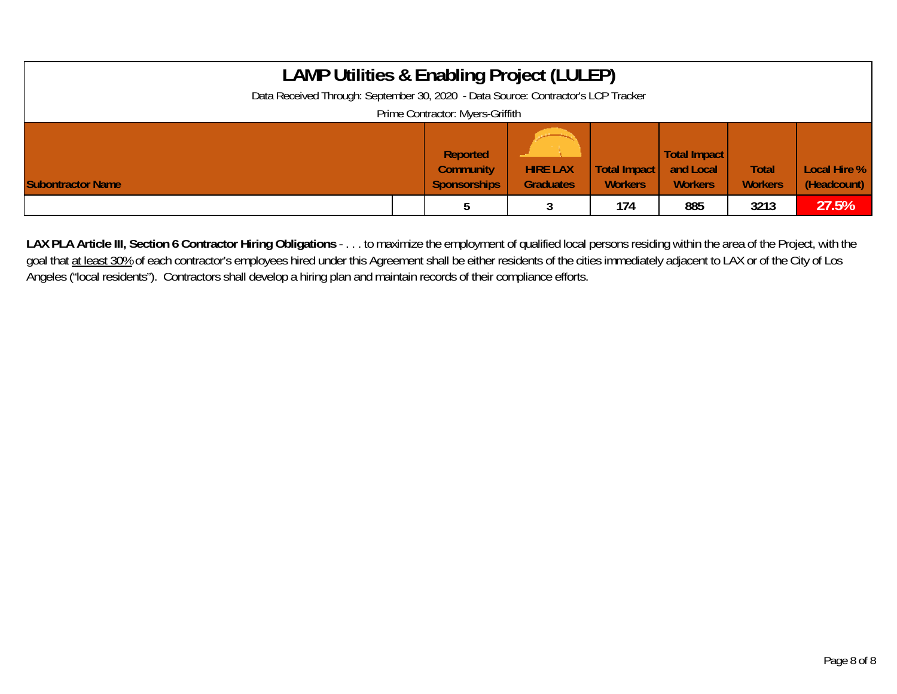# LAMP Utilities & Enabling Project (LULEP)

Data Received Through: September 30, 2020 - Data Source: Contractor's LCP Tracker

Prime Contractor: Myers-Griffith

| Subontractor Name | | Reported Community Sponsorships | HIRE LAX Graduates | Total Impact Workers | Total Impact and Local Workers | Total Workers | Local Hire % (Headcount) |
|---|---|---|---|---|---|---|---|
| | | 5 | 3 | 174 | 885 | 3213 | 27.5% |

**LAX PLA Article III, Section 6 Contractor Hiring Obligations** - . . . to maximize the employment of qualified local persons residing within the area of the Project, with the goal that at least 30% of each contractor's employees hired under this Agreement shall be either residents of the cities immediately adjacent to LAX or of the City of Los Angeles ("local residents"). Contractors shall develop a hiring plan and maintain records of their compliance efforts.